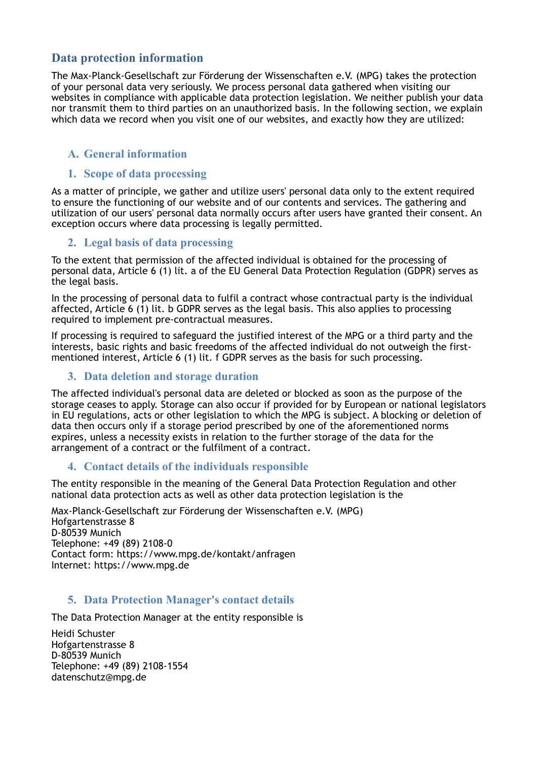# Data protection information

The Max-Planck-Gesellschaft zur Förderung der Wissenschaften e.V. (MPG) takes the protection of your personal data very seriously. We process personal data gathered when visiting our websites in compliance with applicable data protection legislation. We neither publish your data nor transmit them to third parties on an unauthorized basis. In the following section, we explain which data we record when you visit one of our websites, and exactly how they are utilized:

## A. General information

### 1. Scope of data processing

As a matter of principle, we gather and utilize users' personal data only to the extent required to ensure the functioning of our website and of our contents and services. The gathering and utilization of our users' personal data normally occurs after users have granted their consent. An exception occurs where data processing is legally permitted.

### 2. Legal basis of data processing

To the extent that permission of the affected individual is obtained for the processing of personal data, Article 6 (1) lit. a of the EU General Data Protection Regulation (GDPR) serves as the legal basis.

In the processing of personal data to fulfil a contract whose contractual party is the individual affected, Article 6 (1) lit. b GDPR serves as the legal basis. This also applies to processing required to implement pre-contractual measures.

If processing is required to safeguard the justified interest of the MPG or a third party and the interests, basic rights and basic freedoms of the affected individual do not outweigh the first-mentioned interest, Article 6 (1) lit. f GDPR serves as the basis for such processing.

### 3. Data deletion and storage duration

The affected individual's personal data are deleted or blocked as soon as the purpose of the storage ceases to apply. Storage can also occur if provided for by European or national legislators in EU regulations, acts or other legislation to which the MPG is subject. A blocking or deletion of data then occurs only if a storage period prescribed by one of the aforementioned norms expires, unless a necessity exists in relation to the further storage of the data for the arrangement of a contract or the fulfilment of a contract.

### 4. Contact details of the individuals responsible

The entity responsible in the meaning of the General Data Protection Regulation and other national data protection acts as well as other data protection legislation is the

Max-Planck-Gesellschaft zur Förderung der Wissenschaften e.V. (MPG)
Hofgartenstrasse 8
D-80539 Munich
Telephone: +49 (89) 2108-0
Contact form: https://www.mpg.de/kontakt/anfragen
Internet: https://www.mpg.de

### 5. Data Protection Manager's contact details

The Data Protection Manager at the entity responsible is

Heidi Schuster
Hofgartenstrasse 8
D-80539 Munich
Telephone: +49 (89) 2108-1554
datenschutz@mpg.de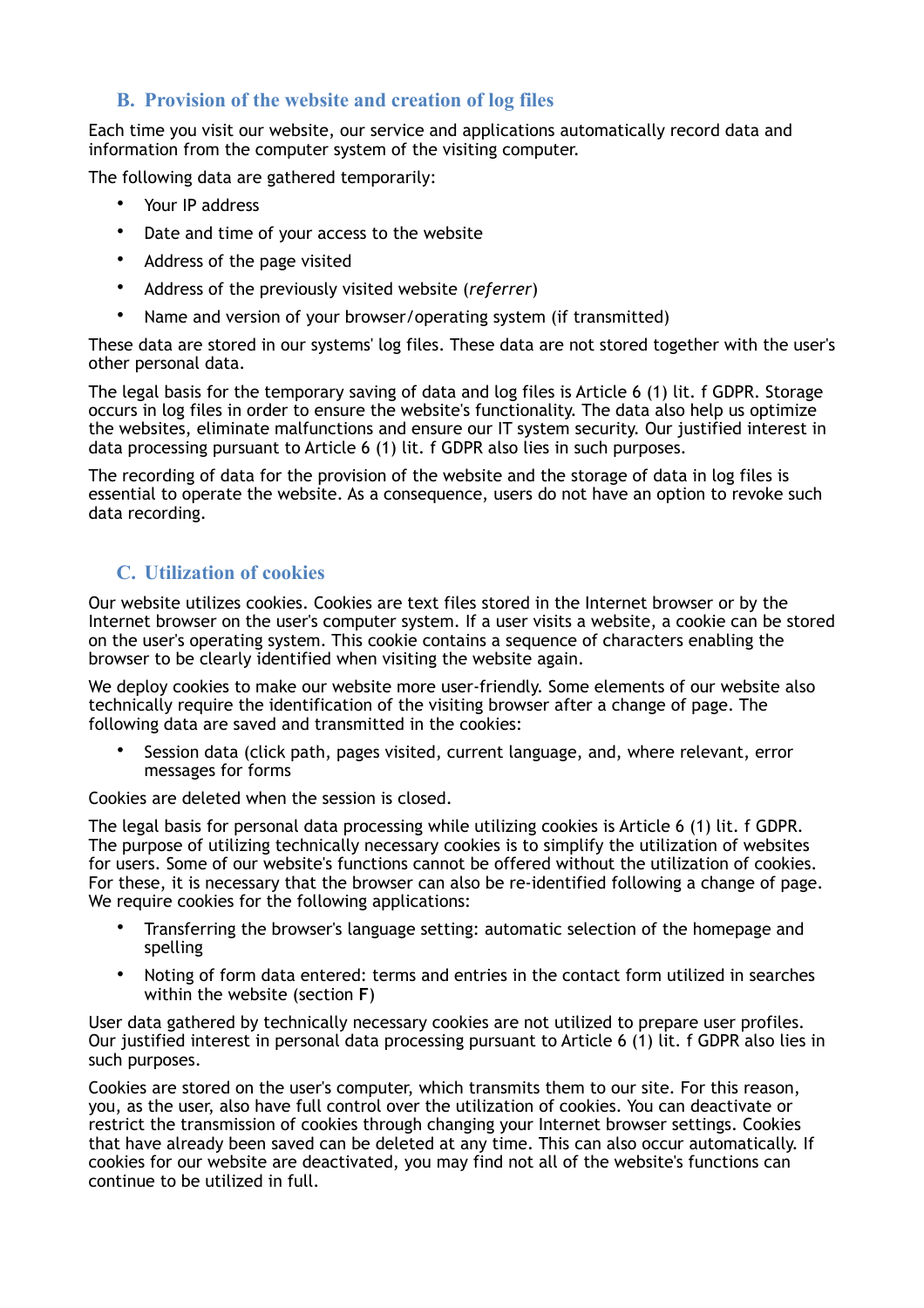## B. Provision of the website and creation of log files

Each time you visit our website, our service and applications automatically record data and information from the computer system of the visiting computer.

The following data are gathered temporarily:

- Your IP address
- Date and time of your access to the website
- Address of the page visited
- Address of the previously visited website (*referrer*)
- Name and version of your browser/operating system (if transmitted)

These data are stored in our systems' log files. These data are not stored together with the user's other personal data.

The legal basis for the temporary saving of data and log files is Article 6 (1) lit. f GDPR. Storage occurs in log files in order to ensure the website's functionality. The data also help us optimize the websites, eliminate malfunctions and ensure our IT system security. Our justified interest in data processing pursuant to Article 6 (1) lit. f GDPR also lies in such purposes.

The recording of data for the provision of the website and the storage of data in log files is essential to operate the website. As a consequence, users do not have an option to revoke such data recording.

## C. Utilization of cookies

Our website utilizes cookies. Cookies are text files stored in the Internet browser or by the Internet browser on the user's computer system. If a user visits a website, a cookie can be stored on the user's operating system. This cookie contains a sequence of characters enabling the browser to be clearly identified when visiting the website again.

We deploy cookies to make our website more user-friendly. Some elements of our website also technically require the identification of the visiting browser after a change of page. The following data are saved and transmitted in the cookies:

- Session data (click path, pages visited, current language, and, where relevant, error messages for forms

Cookies are deleted when the session is closed.

The legal basis for personal data processing while utilizing cookies is Article 6 (1) lit. f GDPR. The purpose of utilizing technically necessary cookies is to simplify the utilization of websites for users. Some of our website's functions cannot be offered without the utilization of cookies. For these, it is necessary that the browser can also be re-identified following a change of page. We require cookies for the following applications:

- Transferring the browser's language setting: automatic selection of the homepage and spelling
- Noting of form data entered: terms and entries in the contact form utilized in searches within the website (section **F**)

User data gathered by technically necessary cookies are not utilized to prepare user profiles. Our justified interest in personal data processing pursuant to Article 6 (1) lit. f GDPR also lies in such purposes.

Cookies are stored on the user's computer, which transmits them to our site. For this reason, you, as the user, also have full control over the utilization of cookies. You can deactivate or restrict the transmission of cookies through changing your Internet browser settings. Cookies that have already been saved can be deleted at any time. This can also occur automatically. If cookies for our website are deactivated, you may find not all of the website's functions can continue to be utilized in full.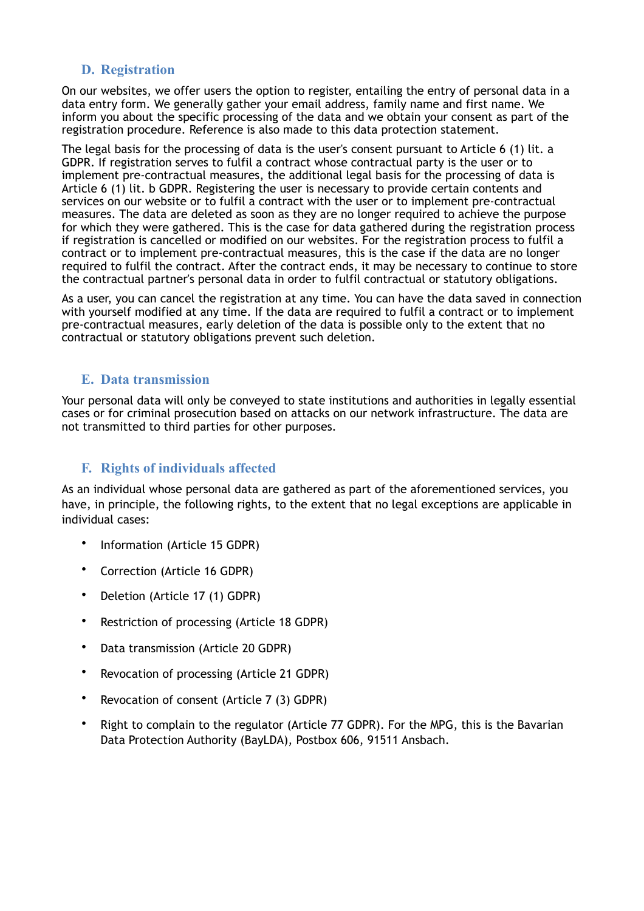## D. Registration

On our websites, we offer users the option to register, entailing the entry of personal data in a data entry form. We generally gather your email address, family name and first name. We inform you about the specific processing of the data and we obtain your consent as part of the registration procedure. Reference is also made to this data protection statement.

The legal basis for the processing of data is the user's consent pursuant to Article 6 (1) lit. a GDPR. If registration serves to fulfil a contract whose contractual party is the user or to implement pre-contractual measures, the additional legal basis for the processing of data is Article 6 (1) lit. b GDPR. Registering the user is necessary to provide certain contents and services on our website or to fulfil a contract with the user or to implement pre-contractual measures. The data are deleted as soon as they are no longer required to achieve the purpose for which they were gathered. This is the case for data gathered during the registration process if registration is cancelled or modified on our websites. For the registration process to fulfil a contract or to implement pre-contractual measures, this is the case if the data are no longer required to fulfil the contract. After the contract ends, it may be necessary to continue to store the contractual partner's personal data in order to fulfil contractual or statutory obligations.

As a user, you can cancel the registration at any time. You can have the data saved in connection with yourself modified at any time. If the data are required to fulfil a contract or to implement pre-contractual measures, early deletion of the data is possible only to the extent that no contractual or statutory obligations prevent such deletion.

## E. Data transmission

Your personal data will only be conveyed to state institutions and authorities in legally essential cases or for criminal prosecution based on attacks on our network infrastructure. The data are not transmitted to third parties for other purposes.

## F. Rights of individuals affected

As an individual whose personal data are gathered as part of the aforementioned services, you have, in principle, the following rights, to the extent that no legal exceptions are applicable in individual cases:

- Information (Article 15 GDPR)
- Correction (Article 16 GDPR)
- Deletion (Article 17 (1) GDPR)
- Restriction of processing (Article 18 GDPR)
- Data transmission (Article 20 GDPR)
- Revocation of processing (Article 21 GDPR)
- Revocation of consent (Article 7 (3) GDPR)
- Right to complain to the regulator (Article 77 GDPR). For the MPG, this is the Bavarian Data Protection Authority (BayLDA), Postbox 606, 91511 Ansbach.